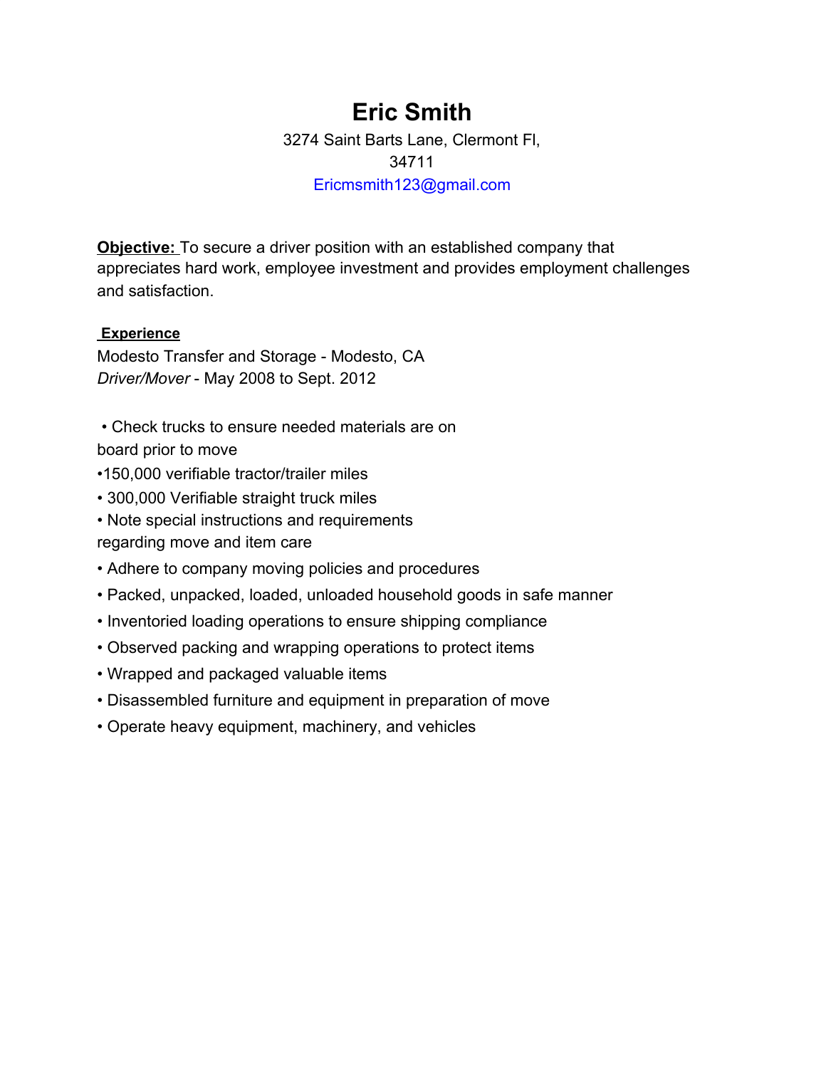# Eric Smith

3274 Saint Barts Lane, Clermont Fl, 34711
Ericmsmith123@gmail.com

**Objective:** To secure a driver position with an established company that appreciates hard work, employee investment and provides employment challenges and satisfaction.

**Experience**

Modesto Transfer and Storage - Modesto, CA
*Driver/Mover* - May 2008 to Sept. 2012

- Check trucks to ensure needed materials are on board prior to move
- 150,000 verifiable tractor/trailer miles
- 300,000 Verifiable straight truck miles
- Note special instructions and requirements regarding move and item care
- Adhere to company moving policies and procedures
- Packed, unpacked, loaded, unloaded household goods in safe manner
- Inventoried loading operations to ensure shipping compliance
- Observed packing and wrapping operations to protect items
- Wrapped and packaged valuable items
- Disassembled furniture and equipment in preparation of move
- Operate heavy equipment, machinery, and vehicles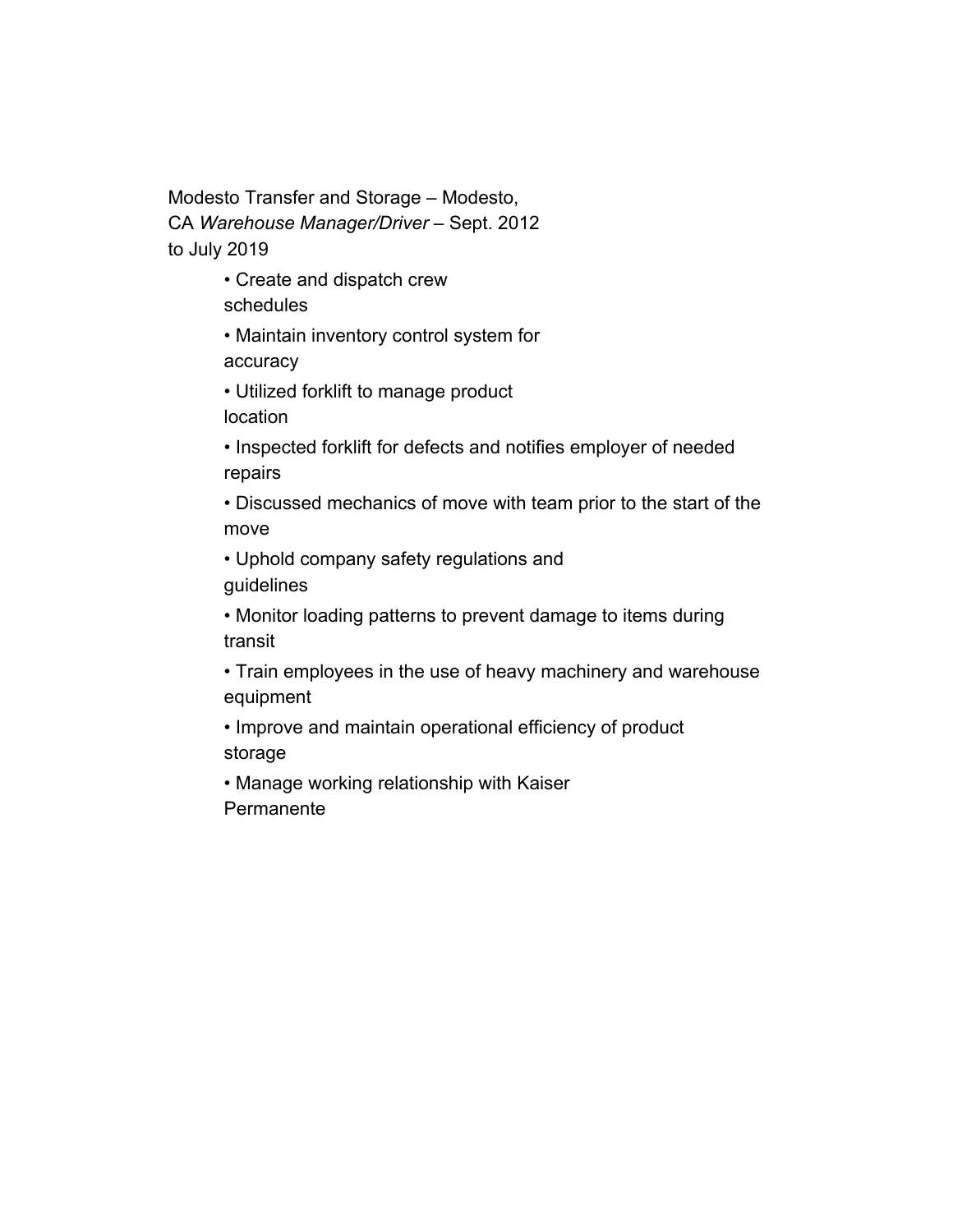Modesto Transfer and Storage – Modesto, CA *Warehouse Manager/Driver* – Sept. 2012 to July 2019

- Create and dispatch crew schedules
- Maintain inventory control system for accuracy
- Utilized forklift to manage product location
- Inspected forklift for defects and notifies employer of needed repairs
- Discussed mechanics of move with team prior to the start of the move
- Uphold company safety regulations and guidelines
- Monitor loading patterns to prevent damage to items during transit
- Train employees in the use of heavy machinery and warehouse equipment
- Improve and maintain operational efficiency of product storage
- Manage working relationship with Kaiser Permanente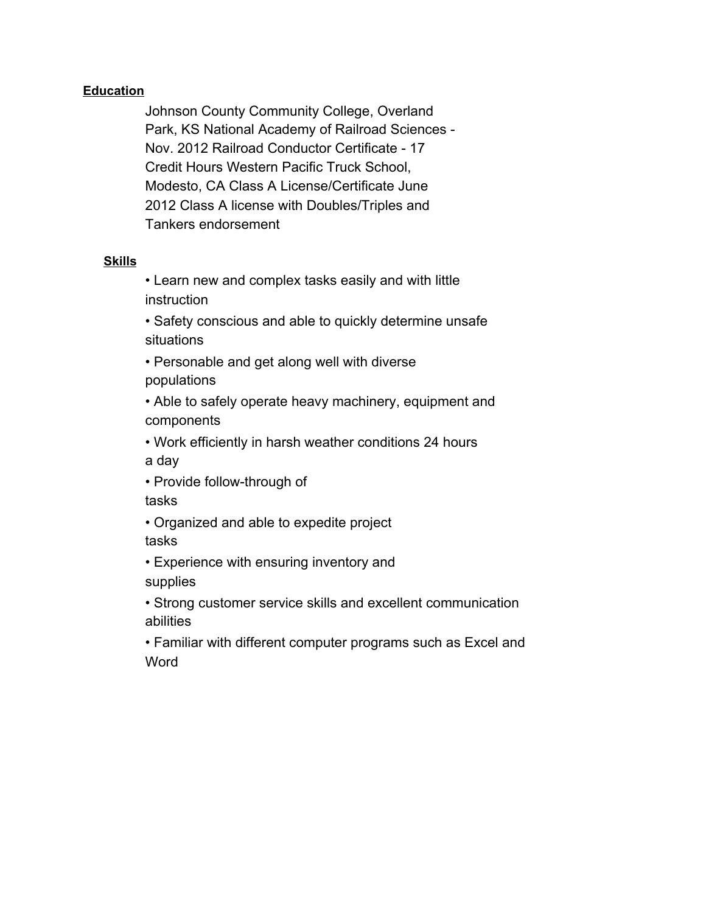**Education**

Johnson County Community College, Overland Park, KS National Academy of Railroad Sciences - Nov. 2012 Railroad Conductor Certificate - 17 Credit Hours Western Pacific Truck School, Modesto, CA Class A License/Certificate June 2012 Class A license with Doubles/Triples and Tankers endorsement

**Skills**

- Learn new and complex tasks easily and with little instruction
- Safety conscious and able to quickly determine unsafe situations
- Personable and get along well with diverse populations
- Able to safely operate heavy machinery, equipment and components
- Work efficiently in harsh weather conditions 24 hours a day
- Provide follow-through of tasks
- Organized and able to expedite project tasks
- Experience with ensuring inventory and supplies
- Strong customer service skills and excellent communication abilities
- Familiar with different computer programs such as Excel and Word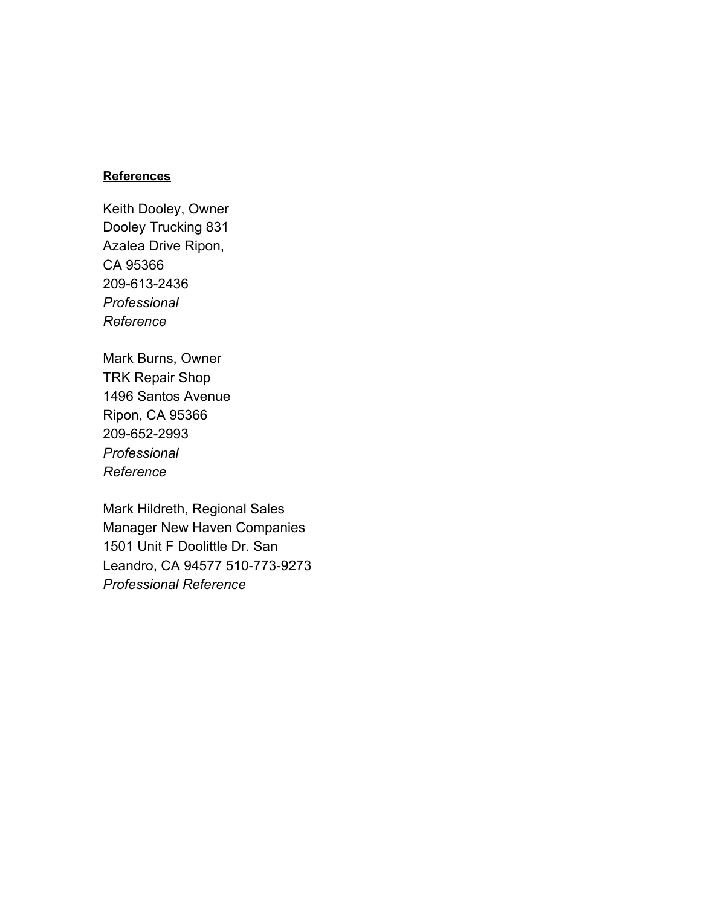**References**

Keith Dooley, Owner
Dooley Trucking 831
Azalea Drive Ripon,
CA 95366
209-613-2436
*Professional*
*Reference*

Mark Burns, Owner
TRK Repair Shop
1496 Santos Avenue
Ripon, CA 95366
209-652-2993
*Professional*
*Reference*

Mark Hildreth, Regional Sales
Manager New Haven Companies
1501 Unit F Doolittle Dr. San
Leandro, CA 94577 510-773-9273
*Professional Reference*